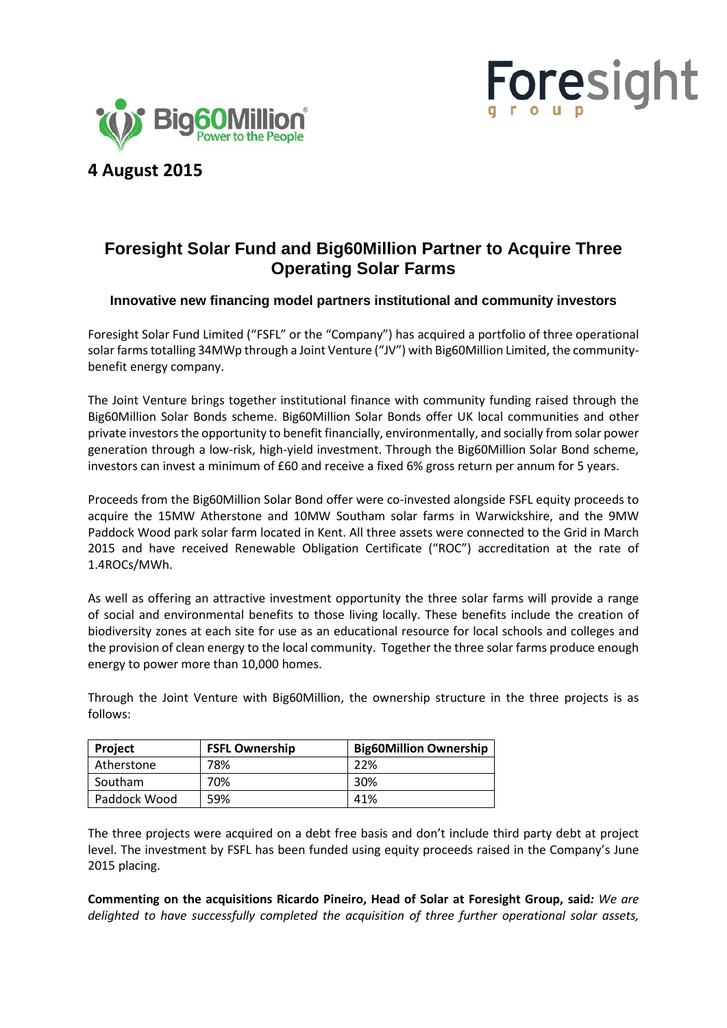**4 August 2015**

# Foresight Solar Fund and Big60Million Partner to Acquire Three Operating Solar Farms

### Innovative new financing model partners institutional and community investors

Foresight Solar Fund Limited ("FSFL" or the "Company") has acquired a portfolio of three operational solar farms totalling 34MWp through a Joint Venture ("JV") with Big60Million Limited, the community-benefit energy company.

The Joint Venture brings together institutional finance with community funding raised through the Big60Million Solar Bonds scheme. Big60Million Solar Bonds offer UK local communities and other private investors the opportunity to benefit financially, environmentally, and socially from solar power generation through a low-risk, high-yield investment. Through the Big60Million Solar Bond scheme, investors can invest a minimum of £60 and receive a fixed 6% gross return per annum for 5 years.

Proceeds from the Big60Million Solar Bond offer were co-invested alongside FSFL equity proceeds to acquire the 15MW Atherstone and 10MW Southam solar farms in Warwickshire, and the 9MW Paddock Wood park solar farm located in Kent. All three assets were connected to the Grid in March 2015 and have received Renewable Obligation Certificate ("ROC") accreditation at the rate of 1.4ROCs/MWh.

As well as offering an attractive investment opportunity the three solar farms will provide a range of social and environmental benefits to those living locally. These benefits include the creation of biodiversity zones at each site for use as an educational resource for local schools and colleges and the provision of clean energy to the local community. Together the three solar farms produce enough energy to power more than 10,000 homes.

Through the Joint Venture with Big60Million, the ownership structure in the three projects is as follows:

| Project | FSFL Ownership | Big60Million Ownership |
|---|---|---|
| Atherstone | 78% | 22% |
| Southam | 70% | 30% |
| Paddock Wood | 59% | 41% |

The three projects were acquired on a debt free basis and don't include third party debt at project level. The investment by FSFL has been funded using equity proceeds raised in the Company's June 2015 placing.

**Commenting on the acquisitions Ricardo Pineiro, Head of Solar at Foresight Group, said***: We are delighted to have successfully completed the acquisition of three further operational solar assets,*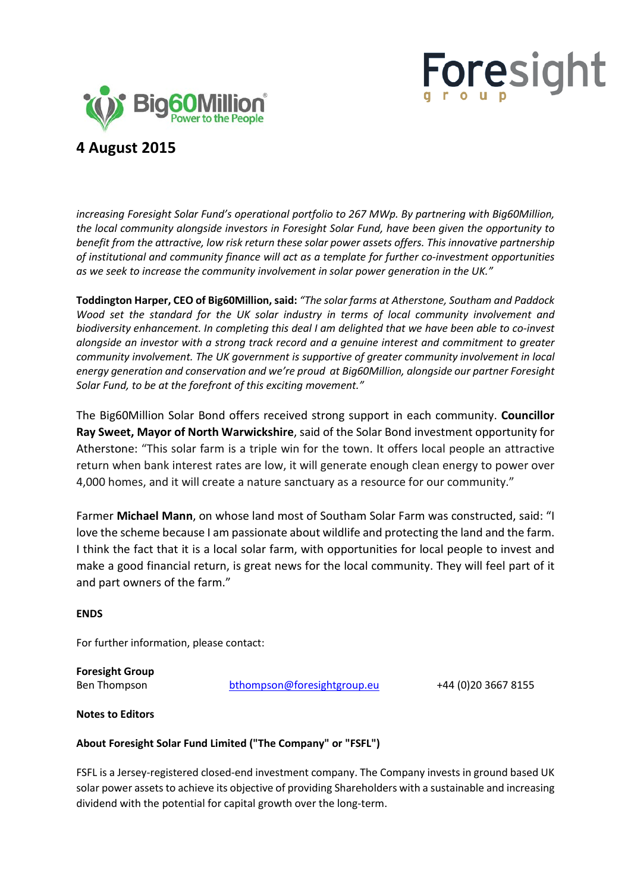**4 August 2015**

*increasing Foresight Solar Fund's operational portfolio to 267 MWp. By partnering with Big60Million, the local community alongside investors in Foresight Solar Fund, have been given the opportunity to benefit from the attractive, low risk return these solar power assets offers. This innovative partnership of institutional and community finance will act as a template for further co-investment opportunities as we seek to increase the community involvement in solar power generation in the UK."*

**Toddington Harper, CEO of Big60Million, said:** *"The solar farms at Atherstone, Southam and Paddock Wood set the standard for the UK solar industry in terms of local community involvement and biodiversity enhancement. In completing this deal I am delighted that we have been able to co-invest alongside an investor with a strong track record and a genuine interest and commitment to greater community involvement. The UK government is supportive of greater community involvement in local energy generation and conservation and we're proud at Big60Million, alongside our partner Foresight Solar Fund, to be at the forefront of this exciting movement."*

The Big60Million Solar Bond offers received strong support in each community. **Councillor Ray Sweet, Mayor of North Warwickshire**, said of the Solar Bond investment opportunity for Atherstone: "This solar farm is a triple win for the town. It offers local people an attractive return when bank interest rates are low, it will generate enough clean energy to power over 4,000 homes, and it will create a nature sanctuary as a resource for our community."

Farmer **Michael Mann**, on whose land most of Southam Solar Farm was constructed, said: "I love the scheme because I am passionate about wildlife and protecting the land and the farm. I think the fact that it is a local solar farm, with opportunities for local people to invest and make a good financial return, is great news for the local community. They will feel part of it and part owners of the farm."

**ENDS**

For further information, please contact:

**Foresight Group**
Ben Thompson — bthompson@foresightgroup.eu — +44 (0)20 3667 8155

**Notes to Editors**

**About Foresight Solar Fund Limited ("The Company" or "FSFL")**

FSFL is a Jersey-registered closed-end investment company. The Company invests in ground based UK solar power assets to achieve its objective of providing Shareholders with a sustainable and increasing dividend with the potential for capital growth over the long-term.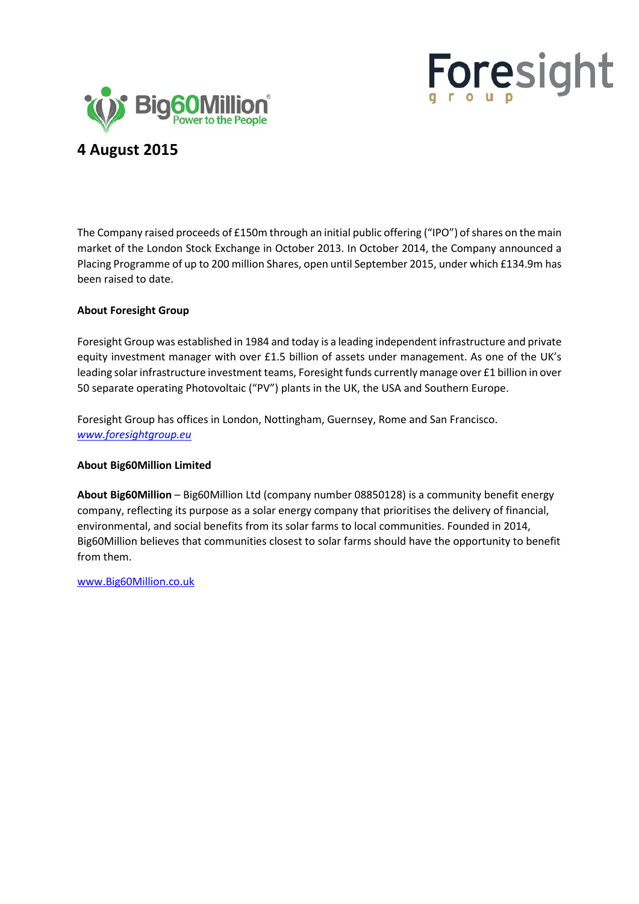**4 August 2015**

The Company raised proceeds of £150m through an initial public offering ("IPO") of shares on the main market of the London Stock Exchange in October 2013. In October 2014, the Company announced a Placing Programme of up to 200 million Shares, open until September 2015, under which £134.9m has been raised to date.

**About Foresight Group**

Foresight Group was established in 1984 and today is a leading independent infrastructure and private equity investment manager with over £1.5 billion of assets under management. As one of the UK's leading solar infrastructure investment teams, Foresight funds currently manage over £1 billion in over 50 separate operating Photovoltaic ("PV") plants in the UK, the USA and Southern Europe.

Foresight Group has offices in London, Nottingham, Guernsey, Rome and San Francisco.
*www.foresightgroup.eu*

**About Big60Million Limited**

**About Big60Million** – Big60Million Ltd (company number 08850128) is a community benefit energy company, reflecting its purpose as a solar energy company that prioritises the delivery of financial, environmental, and social benefits from its solar farms to local communities. Founded in 2014, Big60Million believes that communities closest to solar farms should have the opportunity to benefit from them.

www.Big60Million.co.uk